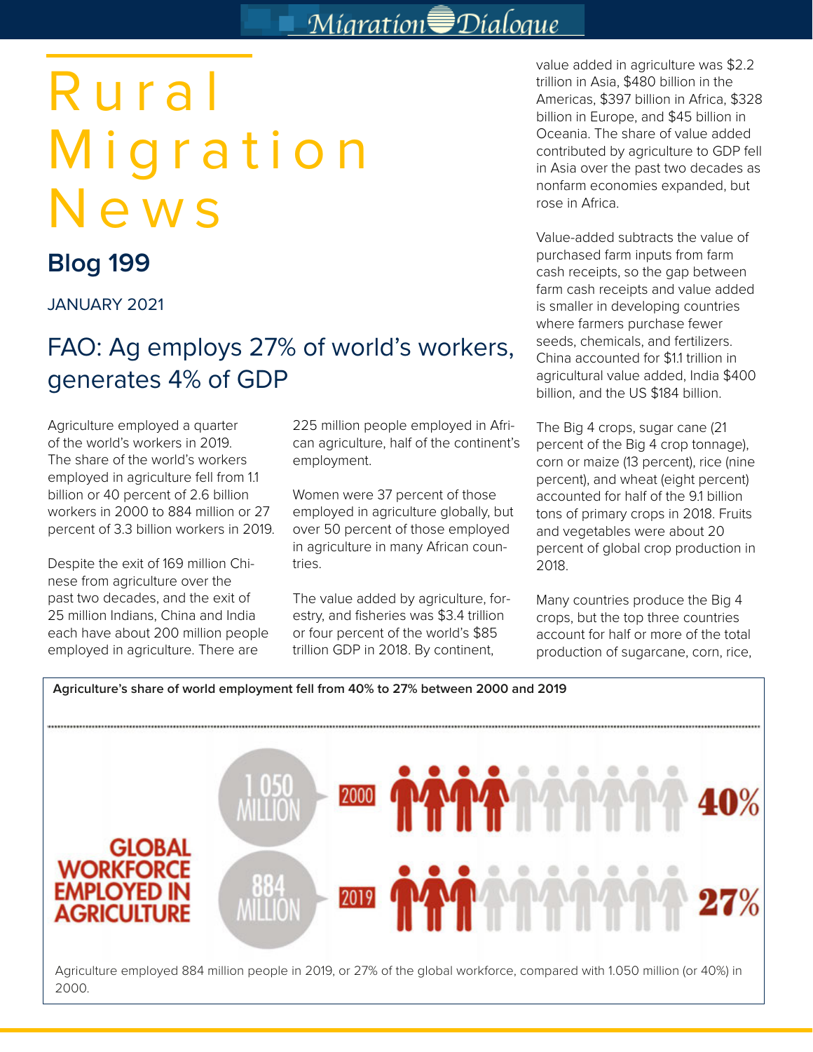# Rural Migration News

## Blog 199

JANUARY 2021

## FAO: Ag employs 27% of world's workers, generates 4% of GDP

Agriculture employed a quarter of the world's workers in 2019. The share of the world's workers employed in agriculture fell from 1.1 billion or 40 percent of 2.6 billion workers in 2000 to 884 million or 27 percent of 3.3 billion workers in 2019.

Despite the exit of 169 million Chinese from agriculture over the past two decades, and the exit of 25 million Indians, China and India each have about 200 million people employed in agriculture. There are 225 million people employed in African agriculture, half of the continent's employment.

Women were 37 percent of those employed in agriculture globally, but over 50 percent of those employed in agriculture in many African countries.

The value added by agriculture, forestry, and fisheries was $3.4 trillion or four percent of the world's $85 trillion GDP in 2018. By continent, value added in agriculture was $2.2 trillion in Asia, $480 billion in the Americas, $397 billion in Africa, $328 billion in Europe, and $45 billion in Oceania. The share of value added contributed by agriculture to GDP fell in Asia over the past two decades as nonfarm economies expanded, but rose in Africa.

Value-added subtracts the value of purchased farm inputs from farm cash receipts, so the gap between farm cash receipts and value added is smaller in developing countries where farmers purchase fewer seeds, chemicals, and fertilizers. China accounted for $1.1 trillion in agricultural value added, India $400 billion, and the US $184 billion.

The Big 4 crops, sugar cane (21 percent of the Big 4 crop tonnage), corn or maize (13 percent), rice (nine percent), and wheat (eight percent) accounted for half of the 9.1 billion tons of primary crops in 2018. Fruits and vegetables were about 20 percent of global crop production in 2018.

Many countries produce the Big 4 crops, but the top three countries account for half or more of the total production of sugarcane, corn, rice,

**Agriculture's share of world employment fell from 40% to 27% between 2000 and 2019**

GLOBAL WORKFORCE EMPLOYED IN AGRICULTURE

| Year | Workers | Share |
|---|---|---|
| 2000 | 1 050 MILLION | 40% |
| 2019 | 884 MILLION | 27% |

Agriculture employed 884 million people in 2019, or 27% of the global workforce, compared with 1.050 million (or 40%) in 2000.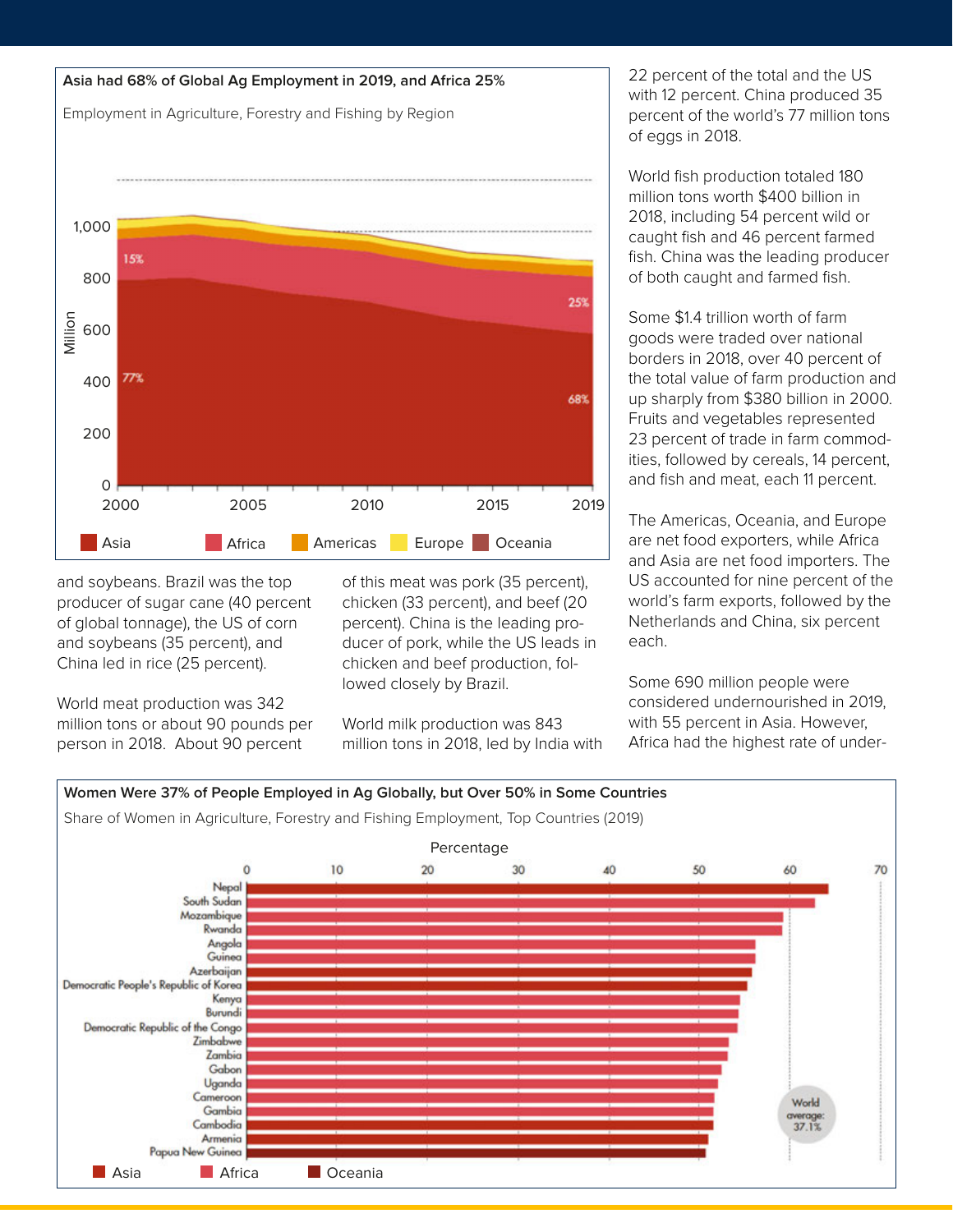**Asia had 68% of Global Ag Employment in 2019, and Africa 25%**

Employment in Agriculture, Forestry and Fishing by Region

and soybeans. Brazil was the top producer of sugar cane (40 percent of global tonnage), the US of corn and soybeans (35 percent), and China led in rice (25 percent).

World meat production was 342 million tons or about 90 pounds per person in 2018. About 90 percent of this meat was pork (35 percent), chicken (33 percent), and beef (20 percent). China is the leading producer of pork, while the US leads in chicken and beef production, followed closely by Brazil.

World milk production was 843 million tons in 2018, led by India with 22 percent of the total and the US with 12 percent. China produced 35 percent of the world's 77 million tons of eggs in 2018.

World fish production totaled 180 million tons worth $400 billion in 2018, including 54 percent wild or caught fish and 46 percent farmed fish. China was the leading producer of both caught and farmed fish.

Some $1.4 trillion worth of farm goods were traded over national borders in 2018, over 40 percent of the total value of farm production and up sharply from $380 billion in 2000. Fruits and vegetables represented 23 percent of trade in farm commodities, followed by cereals, 14 percent, and fish and meat, each 11 percent.

The Americas, Oceania, and Europe are net food exporters, while Africa and Asia are net food importers. The US accounted for nine percent of the world's farm exports, followed by the Netherlands and China, six percent each.

Some 690 million people were considered undernourished in 2019, with 55 percent in Asia. However, Africa had the highest rate of under-

**Women Were 37% of People Employed in Ag Globally, but Over 50% in Some Countries**

Share of Women in Agriculture, Forestry and Fishing Employment, Top Countries (2019)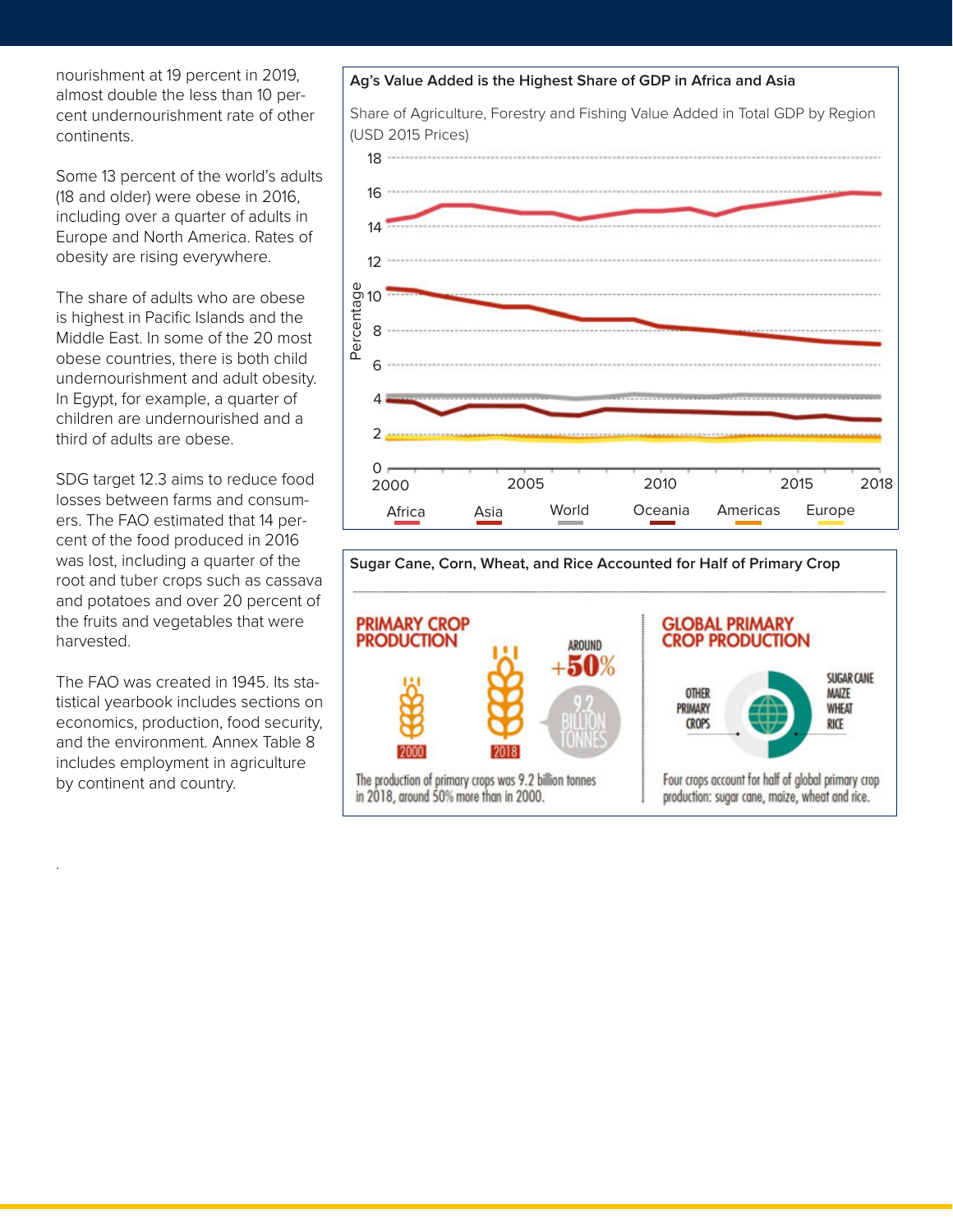nourishment at 19 percent in 2019, almost double the less than 10 percent undernourishment rate of other continents.

Some 13 percent of the world's adults (18 and older) were obese in 2016, including over a quarter of adults in Europe and North America. Rates of obesity are rising everywhere.

The share of adults who are obese is highest in Pacific Islands and the Middle East. In some of the 20 most obese countries, there is both child undernourishment and adult obesity. In Egypt, for example, a quarter of children are undernourished and a third of adults are obese.

SDG target 12.3 aims to reduce food losses between farms and consumers. The FAO estimated that 14 percent of the food produced in 2016 was lost, including a quarter of the root and tuber crops such as cassava and potatoes and over 20 percent of the fruits and vegetables that were harvested.

The FAO was created in 1945. Its statistical yearbook includes sections on economics, production, food security, and the environment. Annex Table 8 includes employment in agriculture by continent and country.

**Ag's Value Added is the Highest Share of GDP in Africa and Asia**

Share of Agriculture, Forestry and Fishing Value Added in Total GDP by Region (USD 2015 Prices)

**Sugar Cane, Corn, Wheat, and Rice Accounted for Half of Primary Crop**

PRIMARY CROP PRODUCTION

AROUND +50%

9.2 BILLION TONNES

2000 2018

The production of primary crops was 9.2 billion tonnes in 2018, around 50% more than in 2000.

GLOBAL PRIMARY CROP PRODUCTION

OTHER PRIMARY CROPS

SUGAR CANE MAIZE WHEAT RICE

Four crops account for half of global primary crop production: sugar cane, maize, wheat and rice.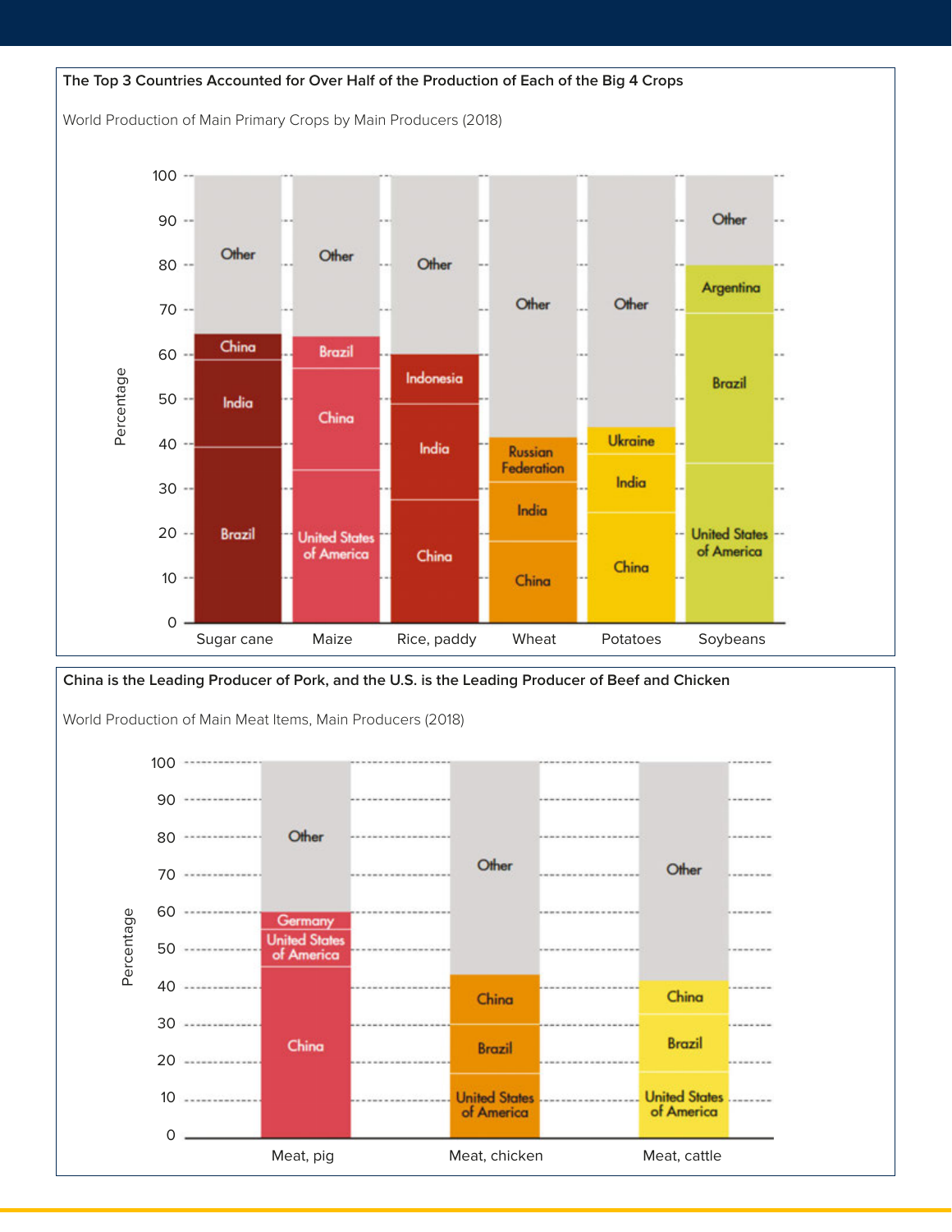**The Top 3 Countries Accounted for Over Half of the Production of Each of the Big 4 Crops**

World Production of Main Primary Crops by Main Producers (2018)

| Crop | Producers (bottom to top) |
|---|---|
| Sugar cane | Brazil, India, China, Other |
| Maize | United States of America, China, Brazil, Other |
| Rice, paddy | China, India, Indonesia, Other |
| Wheat | China, India, Russian Federation, Other |
| Potatoes | China, India, Ukraine, Other |
| Soybeans | United States of America, Brazil, Argentina, Other |

**China is the Leading Producer of Pork, and the U.S. is the Leading Producer of Beef and Chicken**

World Production of Main Meat Items, Main Producers (2018)

| Meat item | Producers (bottom to top) |
|---|---|
| Meat, pig | China, United States of America, Germany, Other |
| Meat, chicken | United States of America, Brazil, China, Other |
| Meat, cattle | United States of America, Brazil, China, Other |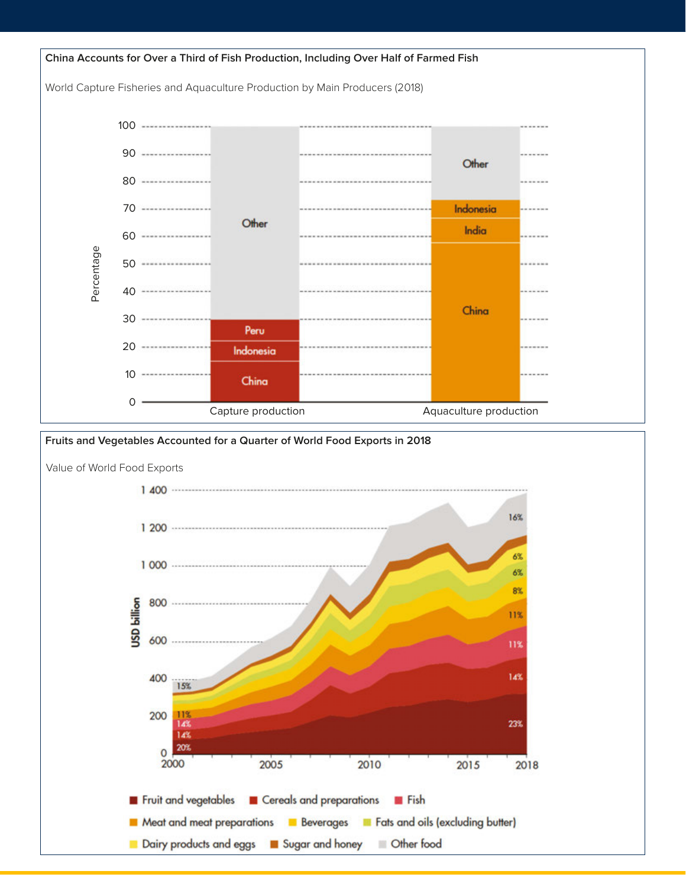### China Accounts for Over a Third of Fish Production, Including Over Half of Farmed Fish

World Capture Fisheries and Aquaculture Production by Main Producers (2018)

### Fruits and Vegetables Accounted for a Quarter of World Food Exports in 2018

Value of World Food Exports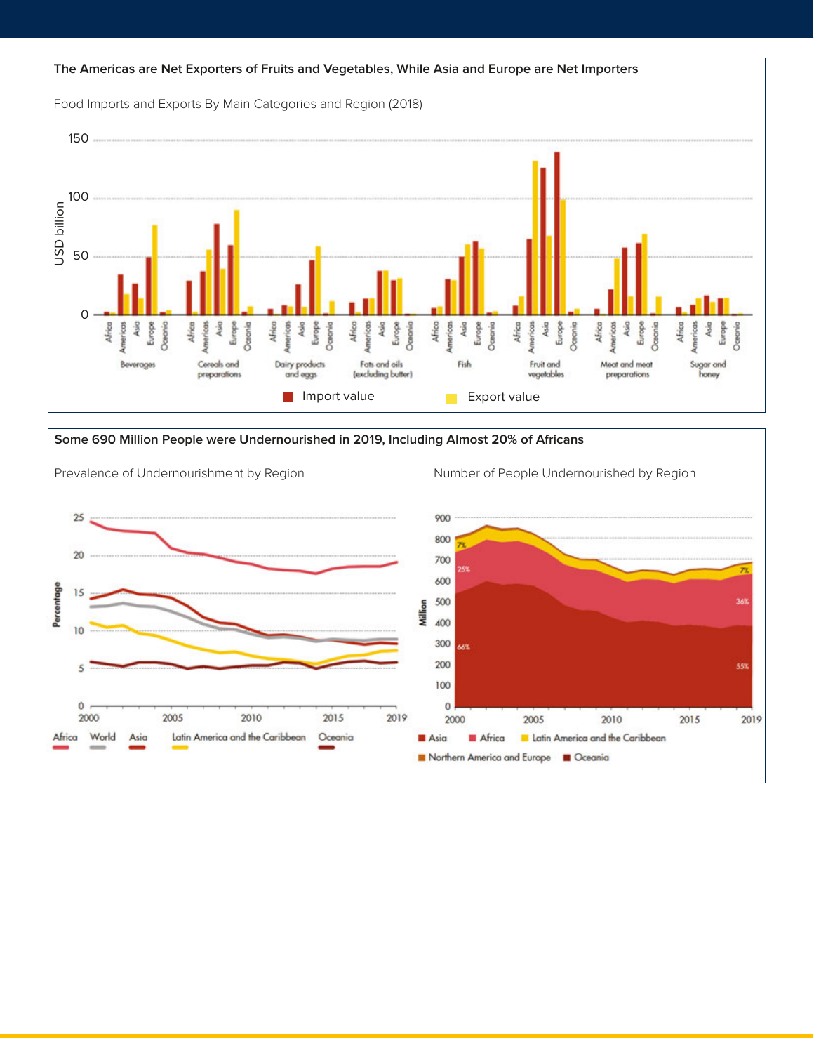**The Americas are Net Exporters of Fruits and Vegetables, While Asia and Europe are Net Importers**

Food Imports and Exports By Main Categories and Region (2018)

**Some 690 Million People were Undernourished in 2019, Including Almost 20% of Africans**

Prevalence of Undernourishment by Region

Number of People Undernourished by Region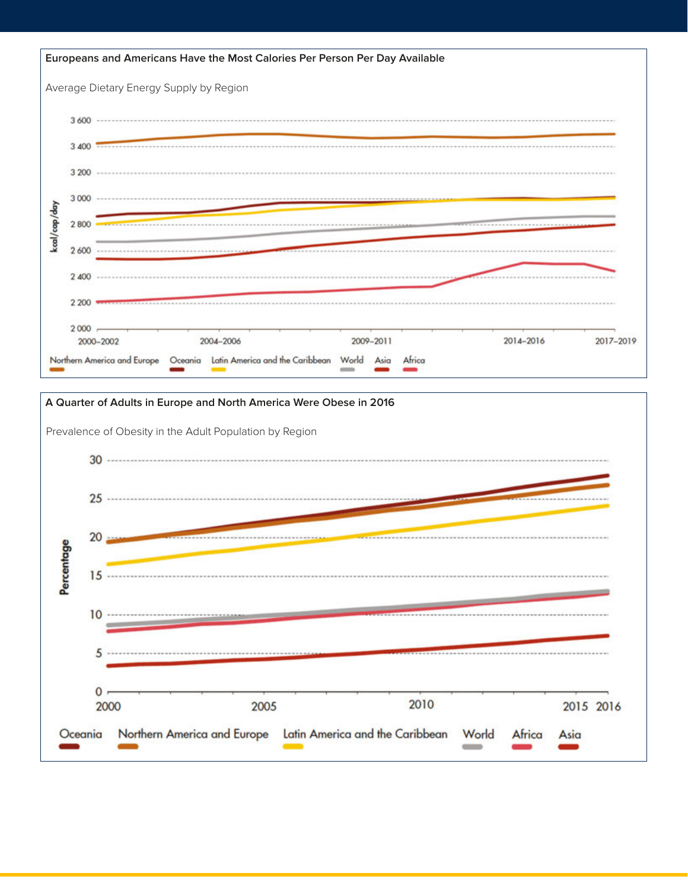**Europeans and Americans Have the Most Calories Per Person Per Day Available**

Average Dietary Energy Supply by Region

kcal/cap/day

3 600
3 400
3 200
3 000
2 800
2 600
2 400
2 200
2 000

2000–2002 | 2004–2006 | 2009–2011 | 2014–2016 | 2017–2019

Northern America and Europe | Oceania | Latin America and the Caribbean | World | Asia | Africa

**A Quarter of Adults in Europe and North America Were Obese in 2016**

Prevalence of Obesity in the Adult Population by Region

Percentage

30
25
20
15
10
5
0

2000 | 2005 | 2010 | 2015 | 2016

Oceania | Northern America and Europe | Latin America and the Caribbean | World | Africa | Asia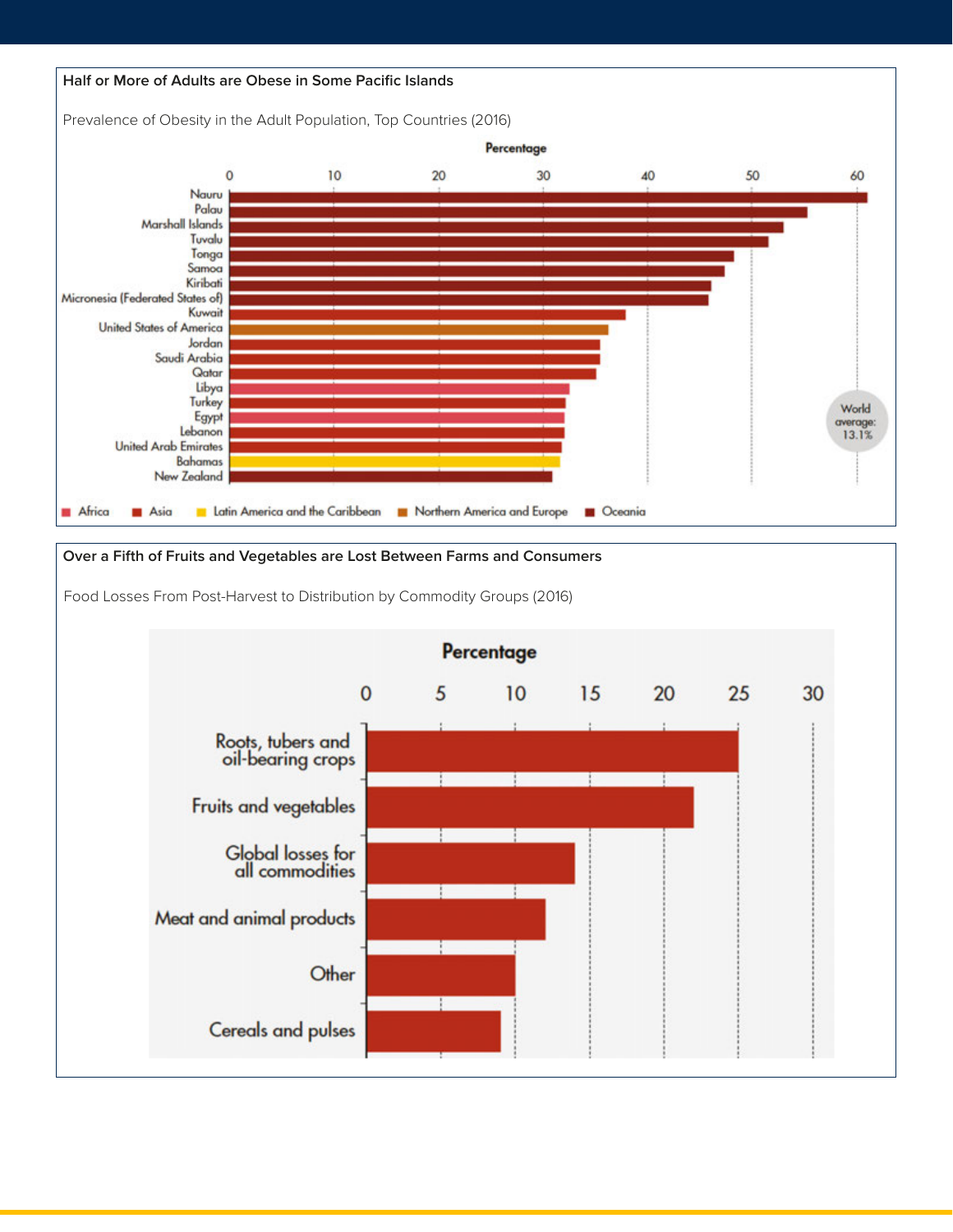**Half or More of Adults are Obese in Some Pacific Islands**

Prevalence of Obesity in the Adult Population, Top Countries (2016)

**Over a Fifth of Fruits and Vegetables are Lost Between Farms and Consumers**

Food Losses From Post-Harvest to Distribution by Commodity Groups (2016)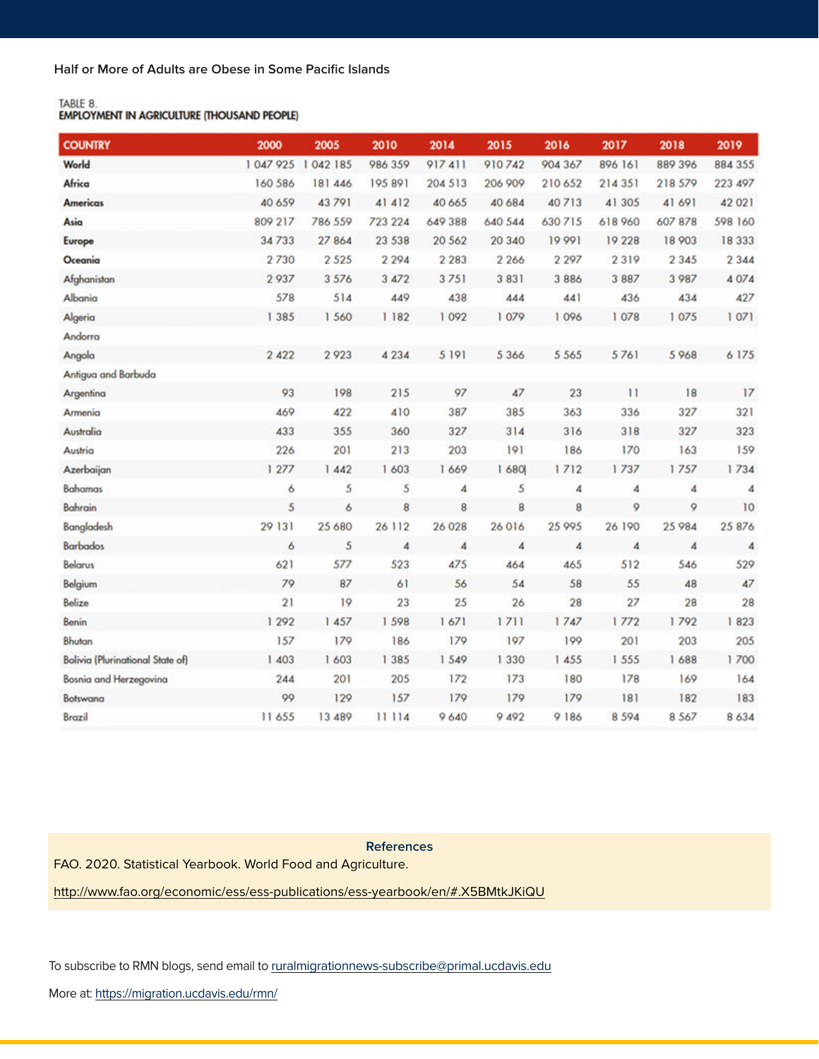Half or More of Adults are Obese in Some Pacific Islands

TABLE 8.
**EMPLOYMENT IN AGRICULTURE (THOUSAND PEOPLE)**

| COUNTRY | 2000 | 2005 | 2010 | 2014 | 2015 | 2016 | 2017 | 2018 | 2019 |
|---|---|---|---|---|---|---|---|---|---|
| **World** | 1 047 925 | 1 042 185 | 986 359 | 917 411 | 910 742 | 904 367 | 896 161 | 889 396 | 884 355 |
| **Africa** | 160 586 | 181 446 | 195 891 | 204 513 | 206 909 | 210 652 | 214 351 | 218 579 | 223 497 |
| **Americas** | 40 659 | 43 791 | 41 412 | 40 665 | 40 684 | 40 713 | 41 305 | 41 691 | 42 021 |
| **Asia** | 809 217 | 786 559 | 723 224 | 649 388 | 640 544 | 630 715 | 618 960 | 607 878 | 598 160 |
| **Europe** | 34 733 | 27 864 | 23 538 | 20 562 | 20 340 | 19 991 | 19 228 | 18 903 | 18 333 |
| **Oceania** | 2 730 | 2 525 | 2 294 | 2 283 | 2 266 | 2 297 | 2 319 | 2 345 | 2 344 |
| Afghanistan | 2 937 | 3 576 | 3 472 | 3 751 | 3 831 | 3 886 | 3 887 | 3 987 | 4 074 |
| Albania | 578 | 514 | 449 | 438 | 444 | 441 | 436 | 434 | 427 |
| Algeria | 1 385 | 1 560 | 1 182 | 1 092 | 1 079 | 1 096 | 1 078 | 1 075 | 1 071 |
| Andorra | | | | | | | | | |
| Angola | 2 422 | 2 923 | 4 234 | 5 191 | 5 366 | 5 565 | 5 761 | 5 968 | 6 175 |
| Antigua and Barbuda | | | | | | | | | |
| Argentina | 93 | 198 | 215 | 97 | 47 | 23 | 11 | 18 | 17 |
| Armenia | 469 | 422 | 410 | 387 | 385 | 363 | 336 | 327 | 321 |
| Australia | 433 | 355 | 360 | 327 | 314 | 316 | 318 | 327 | 323 |
| Austria | 226 | 201 | 213 | 203 | 191 | 186 | 170 | 163 | 159 |
| Azerbaijan | 1 277 | 1 442 | 1 603 | 1 669 | 1 680 | 1 712 | 1 737 | 1 757 | 1 734 |
| Bahamas | 6 | 5 | 5 | 4 | 5 | 4 | 4 | 4 | 4 |
| Bahrain | 5 | 6 | 8 | 8 | 8 | 8 | 9 | 9 | 10 |
| Bangladesh | 29 131 | 25 680 | 26 112 | 26 028 | 26 016 | 25 995 | 26 190 | 25 984 | 25 876 |
| Barbados | 6 | 5 | 4 | 4 | 4 | 4 | 4 | 4 | 4 |
| Belarus | 621 | 577 | 523 | 475 | 464 | 465 | 512 | 546 | 529 |
| Belgium | 79 | 87 | 61 | 56 | 54 | 58 | 55 | 48 | 47 |
| Belize | 21 | 19 | 23 | 25 | 26 | 28 | 27 | 28 | 28 |
| Benin | 1 292 | 1 457 | 1 598 | 1 671 | 1 711 | 1 747 | 1 772 | 1 792 | 1 823 |
| Bhutan | 157 | 179 | 186 | 179 | 197 | 199 | 201 | 203 | 205 |
| Bolivia (Plurinational State of) | 1 403 | 1 603 | 1 385 | 1 549 | 1 330 | 1 455 | 1 555 | 1 688 | 1 700 |
| Bosnia and Herzegovina | 244 | 201 | 205 | 172 | 173 | 180 | 178 | 169 | 164 |
| Botswana | 99 | 129 | 157 | 179 | 179 | 179 | 181 | 182 | 183 |
| Brazil | 11 655 | 13 489 | 11 114 | 9 640 | 9 492 | 9 186 | 8 594 | 8 567 | 8 634 |

**References**

FAO. 2020. Statistical Yearbook. World Food and Agriculture.

http://www.fao.org/economic/ess/ess-publications/ess-yearbook/en/#.X5BMtkJKiQU

To subscribe to RMN blogs, send email to ruralmigrationnews-subscribe@primal.ucdavis.edu

More at: https://migration.ucdavis.edu/rmn/